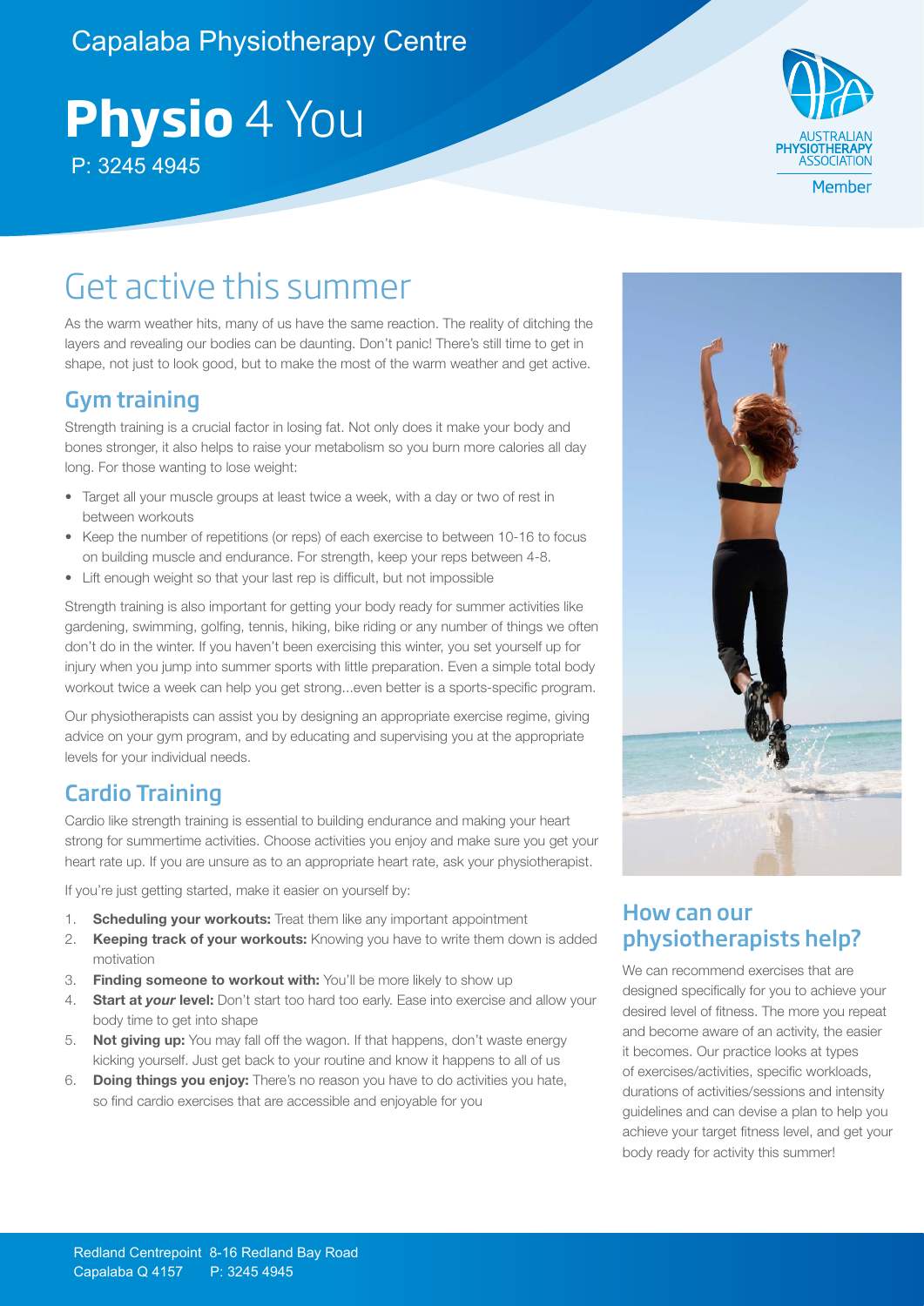Capalaba Physiotherapy Centre

# **Physio** 4 You

P: 3245 4945

AUSTRALIAN PHYSIOTHERAPY ASSOCIATION Member

## Get active this summer

As the warm weather hits, many of us have the same reaction. The reality of ditching the layers and revealing our bodies can be daunting. Don't panic! There's still time to get in shape, not just to look good, but to make the most of the warm weather and get active.

### Gym training

Strength training is a crucial factor in losing fat. Not only does it make your body and bones stronger, it also helps to raise your metabolism so you burn more calories all day long. For those wanting to lose weight:

- Target all your muscle groups at least twice a week, with a day or two of rest in between workouts
- Keep the number of repetitions (or reps) of each exercise to between 10-16 to focus on building muscle and endurance. For strength, keep your reps between 4-8.
- Lift enough weight so that your last rep is difficult, but not impossible

Strength training is also important for getting your body ready for summer activities like gardening, swimming, golfing, tennis, hiking, bike riding or any number of things we often don't do in the winter. If you haven't been exercising this winter, you set yourself up for injury when you jump into summer sports with little preparation. Even a simple total body workout twice a week can help you get strong...even better is a sports-specific program.

Our physiotherapists can assist you by designing an appropriate exercise regime, giving advice on your gym program, and by educating and supervising you at the appropriate levels for your individual needs.

### Cardio Training

Cardio like strength training is essential to building endurance and making your heart strong for summertime activities. Choose activities you enjoy and make sure you get your heart rate up. If you are unsure as to an appropriate heart rate, ask your physiotherapist.

If you're just getting started, make it easier on yourself by:

1. **Scheduling your workouts:** Treat them like any important appointment
2. **Keeping track of your workouts:** Knowing you have to write them down is added motivation
3. **Finding someone to workout with:** You'll be more likely to show up
4. **Start at *your* level:** Don't start too hard too early. Ease into exercise and allow your body time to get into shape
5. **Not giving up:** You may fall off the wagon. If that happens, don't waste energy kicking yourself. Just get back to your routine and know it happens to all of us
6. **Doing things you enjoy:** There's no reason you have to do activities you hate, so find cardio exercises that are accessible and enjoyable for you

### How can our physiotherapists help?

We can recommend exercises that are designed specifically for you to achieve your desired level of fitness. The more you repeat and become aware of an activity, the easier it becomes. Our practice looks at types of exercises/activities, specific workloads, durations of activities/sessions and intensity guidelines and can devise a plan to help you achieve your target fitness level, and get your body ready for activity this summer!

Redland Centrepoint 8-16 Redland Bay Road
Capalaba Q 4157 P: 3245 4945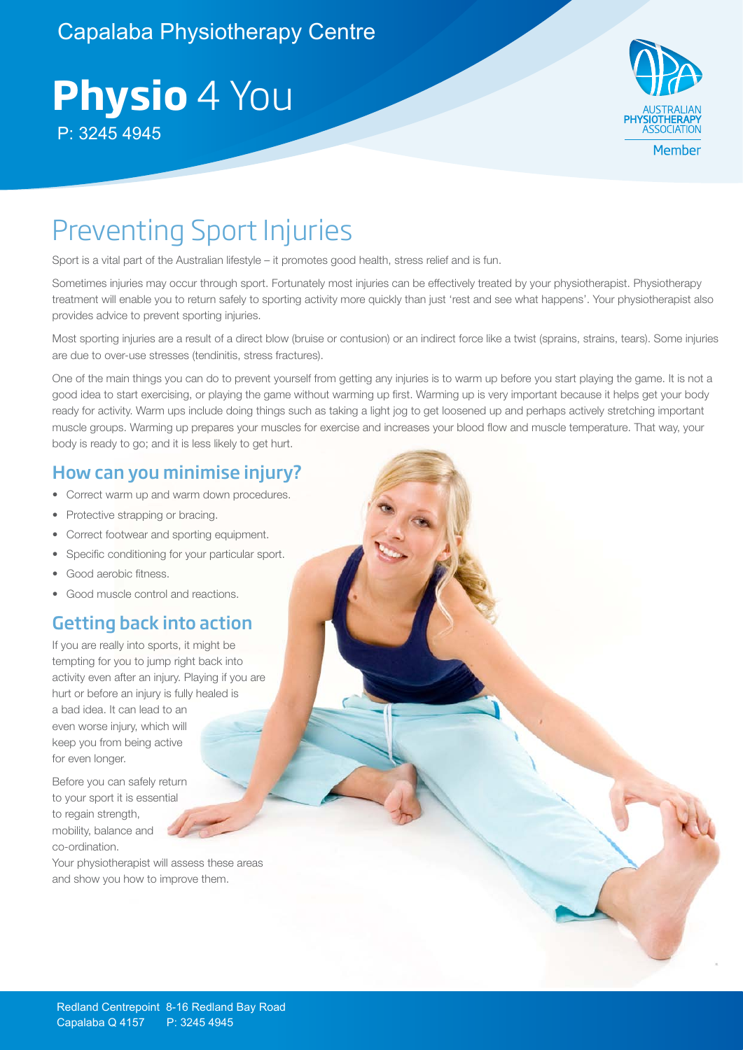Capalaba Physiotherapy Centre

# Physio 4 You

P: 3245 4945

AUSTRALIAN PHYSIOTHERAPY ASSOCIATION Member

## Preventing Sport Injuries

Sport is a vital part of the Australian lifestyle – it promotes good health, stress relief and is fun.

Sometimes injuries may occur through sport. Fortunately most injuries can be effectively treated by your physiotherapist. Physiotherapy treatment will enable you to return safely to sporting activity more quickly than just 'rest and see what happens'. Your physiotherapist also provides advice to prevent sporting injuries.

Most sporting injuries are a result of a direct blow (bruise or contusion) or an indirect force like a twist (sprains, strains, tears). Some injuries are due to over-use stresses (tendinitis, stress fractures).

One of the main things you can do to prevent yourself from getting any injuries is to warm up before you start playing the game. It is not a good idea to start exercising, or playing the game without warming up first. Warming up is very important because it helps get your body ready for activity. Warm ups include doing things such as taking a light jog to get loosened up and perhaps actively stretching important muscle groups. Warming up prepares your muscles for exercise and increases your blood flow and muscle temperature. That way, your body is ready to go; and it is less likely to get hurt.

### How can you minimise injury?

- Correct warm up and warm down procedures.
- Protective strapping or bracing.
- Correct footwear and sporting equipment.
- Specific conditioning for your particular sport.
- Good aerobic fitness.
- Good muscle control and reactions.

### Getting back into action

If you are really into sports, it might be tempting for you to jump right back into activity even after an injury. Playing if you are hurt or before an injury is fully healed is a bad idea. It can lead to an even worse injury, which will keep you from being active for even longer.

Before you can safely return to your sport it is essential to regain strength, mobility, balance and co-ordination. Your physiotherapist will assess these areas and show you how to improve them.

Redland Centrepoint 8-16 Redland Bay Road
Capalaba Q 4157 P: 3245 4945